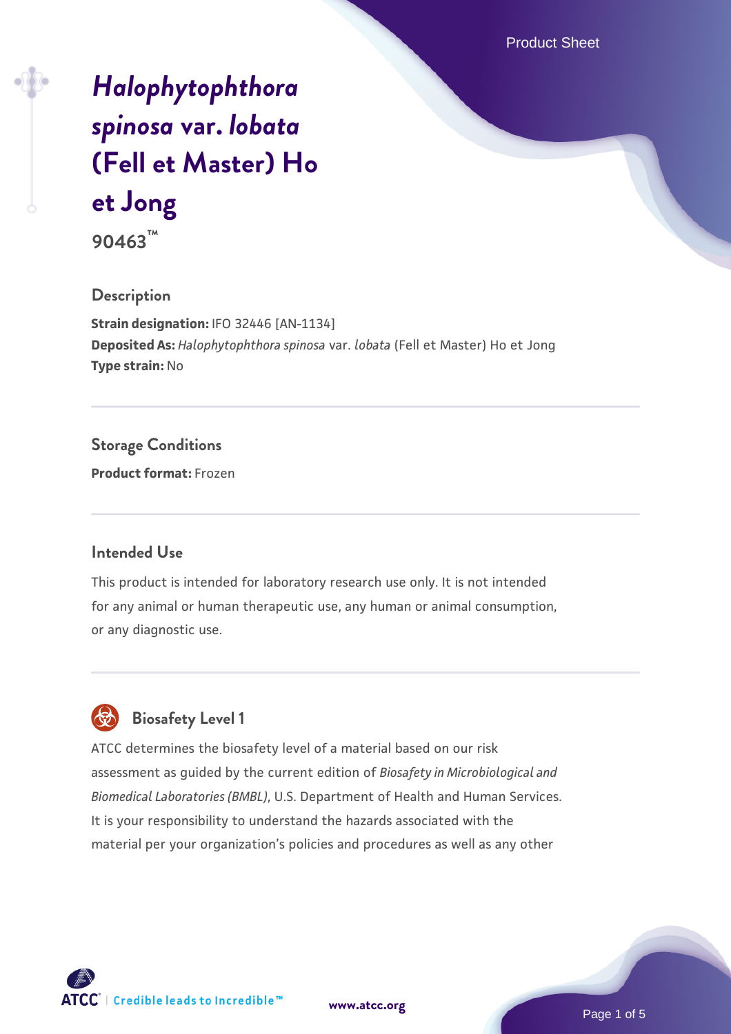# *Halophytophthora spinosa* var. *lobata* (Fell et Master) Ho et Jong

**90463™**

## Description

**Strain designation:** IFO 32446 [AN-1134]
**Deposited As:** *Halophytophthora spinosa* var. *lobata* (Fell et Master) Ho et Jong
**Type strain:** No

## Storage Conditions

**Product format:** Frozen

## Intended Use

This product is intended for laboratory research use only. It is not intended for any animal or human therapeutic use, any human or animal consumption, or any diagnostic use.

## Biosafety Level 1

ATCC determines the biosafety level of a material based on our risk assessment as guided by the current edition of *Biosafety in Microbiological and Biomedical Laboratories (BMBL)*, U.S. Department of Health and Human Services. It is your responsibility to understand the hazards associated with the material per your organization's policies and procedures as well as any other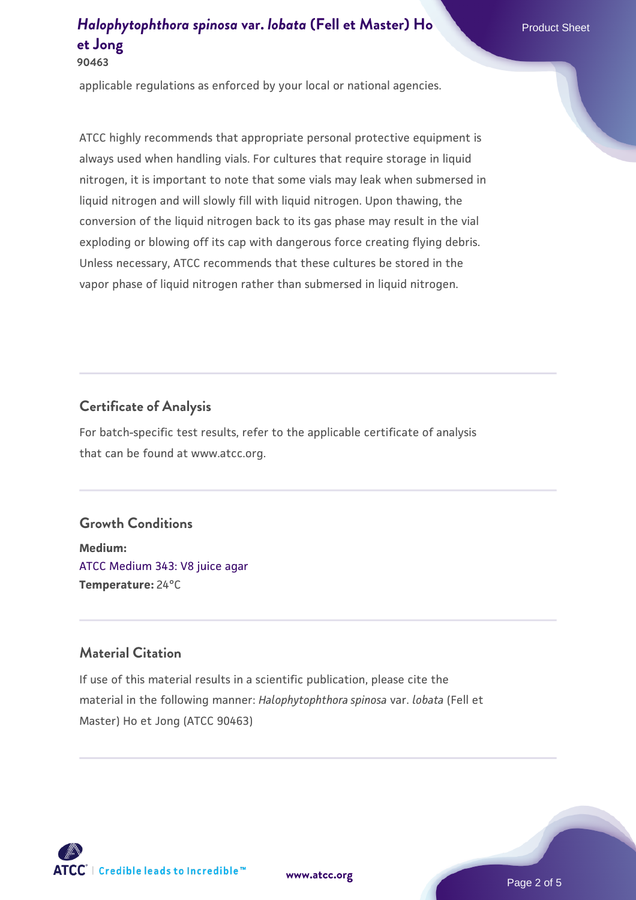applicable regulations as enforced by your local or national agencies.

ATCC highly recommends that appropriate personal protective equipment is always used when handling vials. For cultures that require storage in liquid nitrogen, it is important to note that some vials may leak when submersed in liquid nitrogen and will slowly fill with liquid nitrogen. Upon thawing, the conversion of the liquid nitrogen back to its gas phase may result in the vial exploding or blowing off its cap with dangerous force creating flying debris. Unless necessary, ATCC recommends that these cultures be stored in the vapor phase of liquid nitrogen rather than submersed in liquid nitrogen.

## Certificate of Analysis

For batch-specific test results, refer to the applicable certificate of analysis that can be found at www.atcc.org.

## Growth Conditions

**Medium:**
ATCC Medium 343: V8 juice agar
**Temperature:** 24°C

## Material Citation

If use of this material results in a scientific publication, please cite the material in the following manner: *Halophytophthora spinosa* var. *lobata* (Fell et Master) Ho et Jong (ATCC 90463)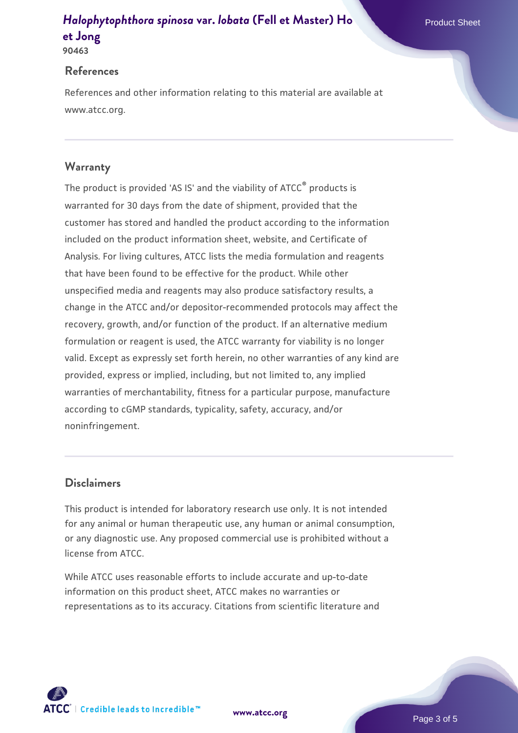## References

References and other information relating to this material are available at www.atcc.org.

## Warranty

The product is provided 'AS IS' and the viability of ATCC® products is warranted for 30 days from the date of shipment, provided that the customer has stored and handled the product according to the information included on the product information sheet, website, and Certificate of Analysis. For living cultures, ATCC lists the media formulation and reagents that have been found to be effective for the product. While other unspecified media and reagents may also produce satisfactory results, a change in the ATCC and/or depositor-recommended protocols may affect the recovery, growth, and/or function of the product. If an alternative medium formulation or reagent is used, the ATCC warranty for viability is no longer valid. Except as expressly set forth herein, no other warranties of any kind are provided, express or implied, including, but not limited to, any implied warranties of merchantability, fitness for a particular purpose, manufacture according to cGMP standards, typicality, safety, accuracy, and/or noninfringement.

## Disclaimers

This product is intended for laboratory research use only. It is not intended for any animal or human therapeutic use, any human or animal consumption, or any diagnostic use. Any proposed commercial use is prohibited without a license from ATCC.

While ATCC uses reasonable efforts to include accurate and up-to-date information on this product sheet, ATCC makes no warranties or representations as to its accuracy. Citations from scientific literature and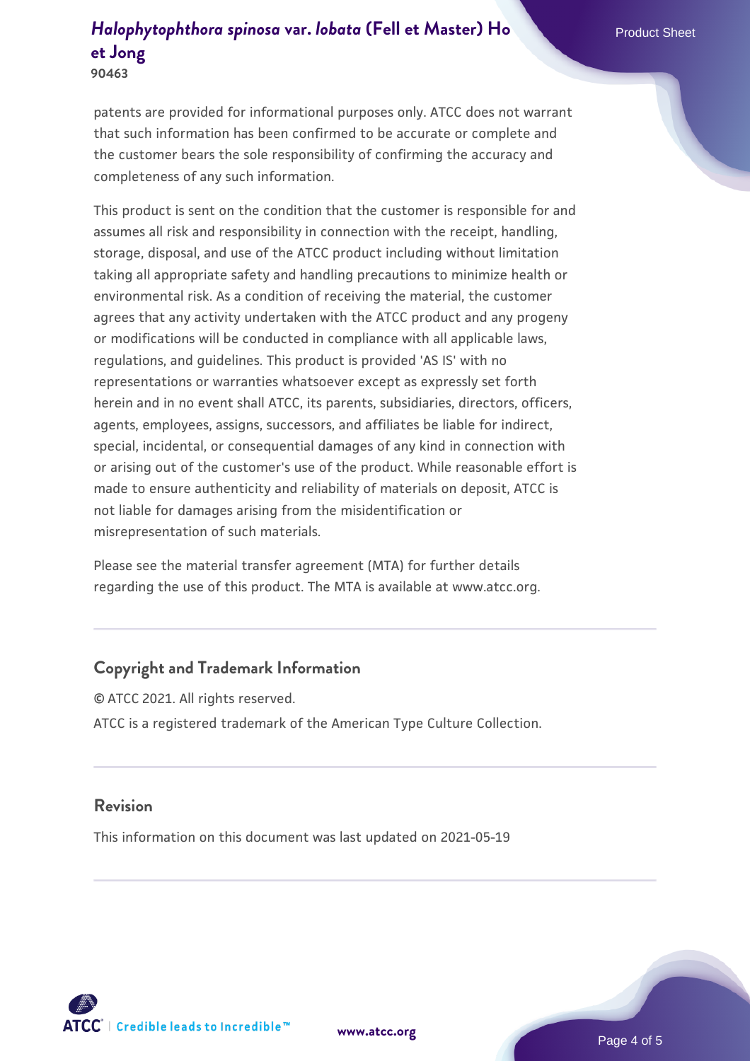patents are provided for informational purposes only. ATCC does not warrant that such information has been confirmed to be accurate or complete and the customer bears the sole responsibility of confirming the accuracy and completeness of any such information.

This product is sent on the condition that the customer is responsible for and assumes all risk and responsibility in connection with the receipt, handling, storage, disposal, and use of the ATCC product including without limitation taking all appropriate safety and handling precautions to minimize health or environmental risk. As a condition of receiving the material, the customer agrees that any activity undertaken with the ATCC product and any progeny or modifications will be conducted in compliance with all applicable laws, regulations, and guidelines. This product is provided 'AS IS' with no representations or warranties whatsoever except as expressly set forth herein and in no event shall ATCC, its parents, subsidiaries, directors, officers, agents, employees, assigns, successors, and affiliates be liable for indirect, special, incidental, or consequential damages of any kind in connection with or arising out of the customer's use of the product. While reasonable effort is made to ensure authenticity and reliability of materials on deposit, ATCC is not liable for damages arising from the misidentification or misrepresentation of such materials.

Please see the material transfer agreement (MTA) for further details regarding the use of this product. The MTA is available at www.atcc.org.

## Copyright and Trademark Information

© ATCC 2021. All rights reserved.

ATCC is a registered trademark of the American Type Culture Collection.

## Revision

This information on this document was last updated on 2021-05-19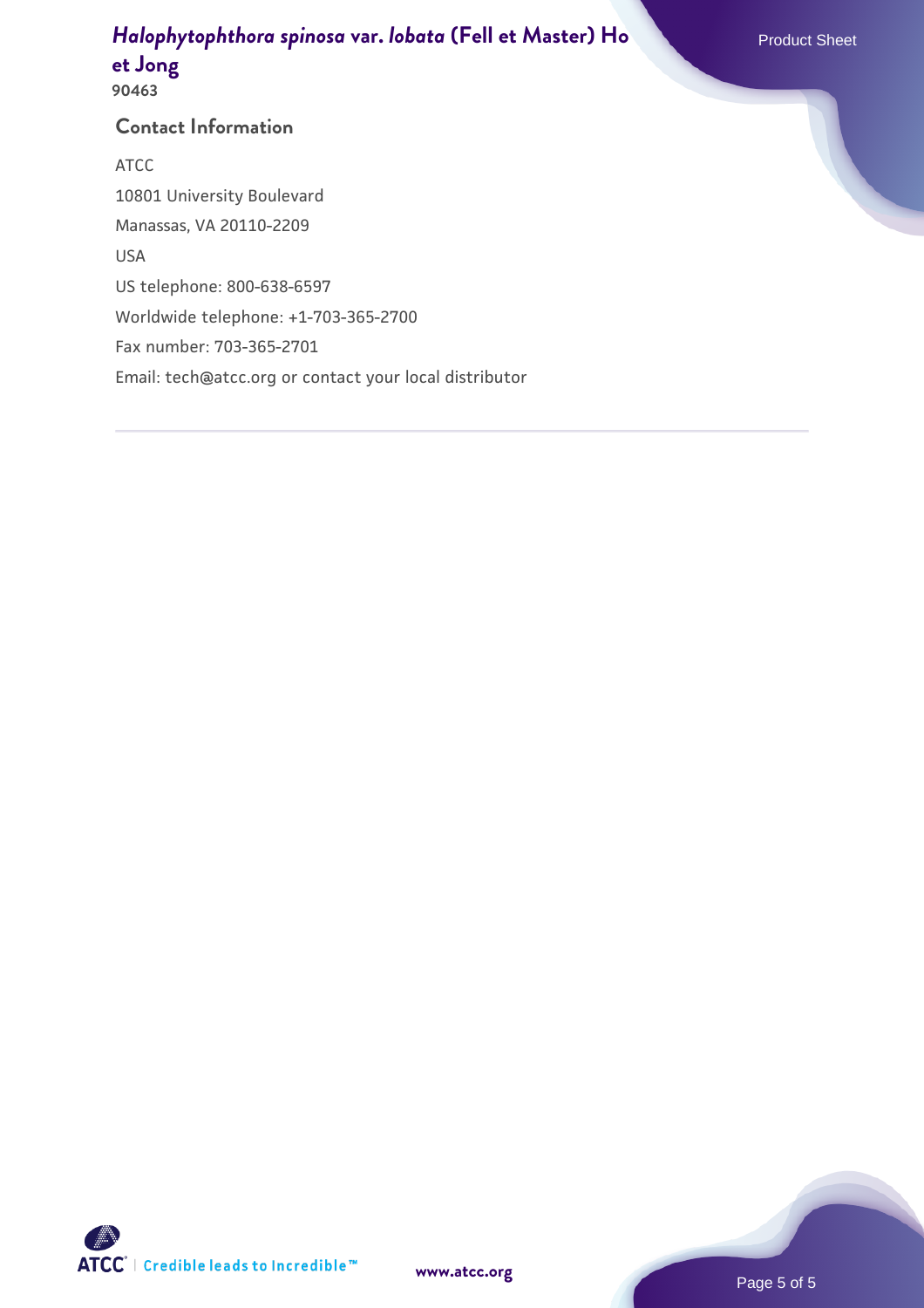## Contact Information

ATCC

10801 University Boulevard

Manassas, VA 20110-2209

USA

US telephone: 800-638-6597

Worldwide telephone: +1-703-365-2700

Fax number: 703-365-2701

Email: tech@atcc.org or contact your local distributor